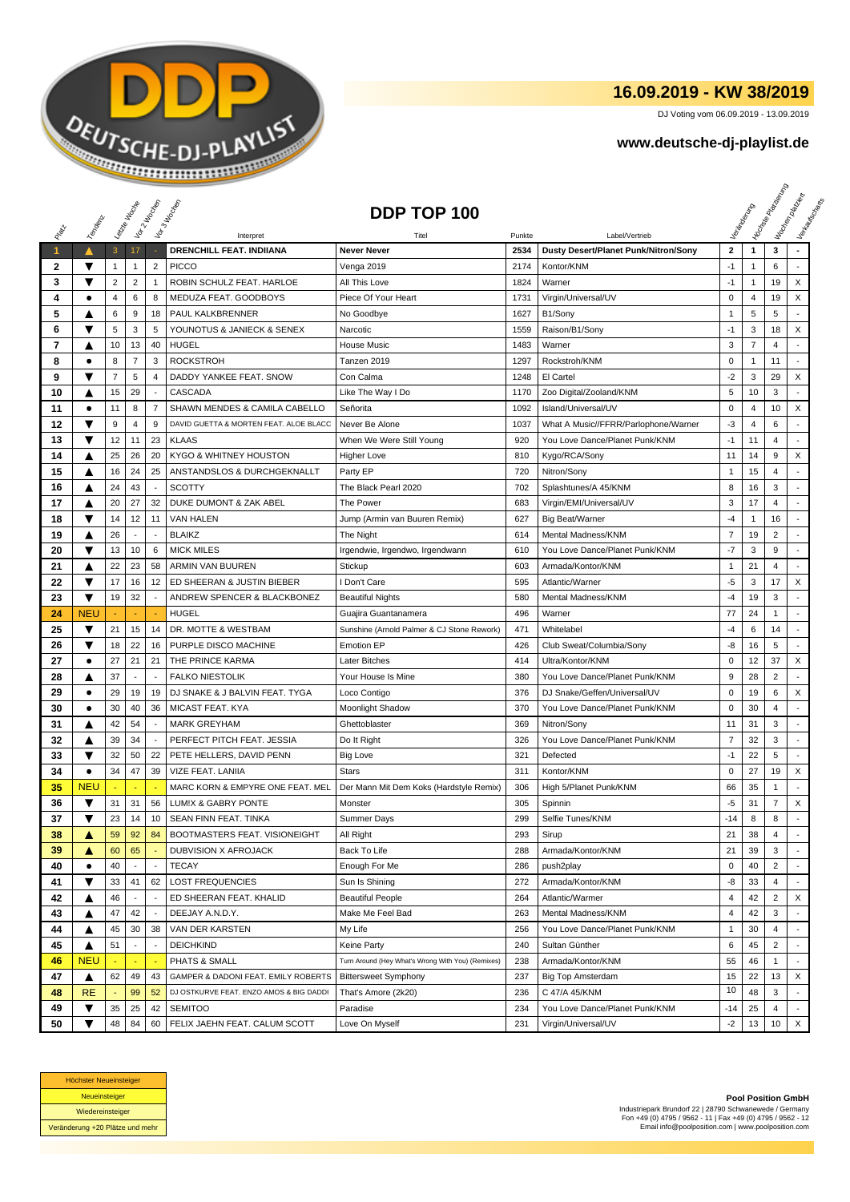# 16.09.2019 - KW 38/2019

DJ Voting vom 06.09.2019 - 13.09.2019

**www.deutsche-dj-playlist.de**

## DDP TOP 100

| Platz | Tendenz | Letzte Woche | Vor 2 Wochen | Vor 3 Wochen | Interpret | Titel | Punkte | Label/Vertrieb | Veränderung | Höchste Platzierung | Wochen platziert | Verkaufscharts |
|---|---|---|---|---|---|---|---|---|---|---|---|---|
| 1 | ▲ | 3 | 17 | - | DRENCHILL FEAT. INDIIANA | Never Never | 2534 | Dusty Desert/Planet Punk/Nitron/Sony | 2 | 1 | 3 | - |
| 2 | ▼ | 1 | 1 | 2 | PICCO | Venga 2019 | 2174 | Kontor/KNM | -1 | 1 | 6 | - |
| 3 | ▼ | 2 | 2 | 1 | ROBIN SCHULZ FEAT. HARLOE | All This Love | 1824 | Warner | -1 | 1 | 19 | X |
| 4 | ● | 4 | 6 | 8 | MEDUZA FEAT. GOODBOYS | Piece Of Your Heart | 1731 | Virgin/Universal/UV | 0 | 4 | 19 | X |
| 5 | ▲ | 6 | 9 | 18 | PAUL KALKBRENNER | No Goodbye | 1627 | B1/Sony | 1 | 5 | 5 | - |
| 6 | ▼ | 5 | 3 | 5 | YOUNOTUS & JANIECK & SENEX | Narcotic | 1559 | Raison/B1/Sony | -1 | 3 | 18 | X |
| 7 | ▲ | 10 | 13 | 40 | HUGEL | House Music | 1483 | Warner | 3 | 7 | 4 | - |
| 8 | ● | 8 | 7 | 3 | ROCKSTROH | Tanzen 2019 | 1297 | Rockstroh/KNM | 0 | 1 | 11 | - |
| 9 | ▼ | 7 | 5 | 4 | DADDY YANKEE FEAT. SNOW | Con Calma | 1248 | El Cartel | -2 | 3 | 29 | X |
| 10 | ▲ | 15 | 29 | - | CASCADA | Like The Way I Do | 1170 | Zoo Digital/Zooland/KNM | 5 | 10 | 3 | - |
| 11 | ● | 11 | 8 | 7 | SHAWN MENDES & CAMILA CABELLO | Señorita | 1092 | Island/Universal/UV | 0 | 4 | 10 | X |
| 12 | ▼ | 9 | 4 | 9 | DAVID GUETTA & MORTEN FEAT. ALOE BLACC | Never Be Alone | 1037 | What A Music//FFRR/Parlophone/Warner | -3 | 4 | 6 | - |
| 13 | ▼ | 12 | 11 | 23 | KLAAS | When We Were Still Young | 920 | You Love Dance/Planet Punk/KNM | -1 | 11 | 4 | - |
| 14 | ▲ | 25 | 26 | 20 | KYGO & WHITNEY HOUSTON | Higher Love | 810 | Kygo/RCA/Sony | 11 | 14 | 9 | X |
| 15 | ▲ | 16 | 24 | 25 | ANSTANDSLOS & DURCHGEKNALLT | Party EP | 720 | Nitron/Sony | 1 | 15 | 4 | - |
| 16 | ▲ | 24 | 43 | - | SCOTTY | The Black Pearl 2020 | 702 | Splashtunes/A 45/KNM | 8 | 16 | 3 | - |
| 17 | ▲ | 20 | 27 | 32 | DUKE DUMONT & ZAK ABEL | The Power | 683 | Virgin/EMI/Universal/UV | 3 | 17 | 4 | - |
| 18 | ▼ | 14 | 12 | 11 | VAN HALEN | Jump (Armin van Buuren Remix) | 627 | Big Beat/Warner | -4 | 1 | 16 | - |
| 19 | ▲ | 26 | - | - | BLAIKZ | The Night | 614 | Mental Madness/KNM | 7 | 19 | 2 | - |
| 20 | ▼ | 13 | 10 | 6 | MICK MILES | Irgendwie, Irgendwo, Irgendwann | 610 | You Love Dance/Planet Punk/KNM | -7 | 3 | 9 | - |
| 21 | ▲ | 22 | 23 | 58 | ARMIN VAN BUUREN | Stickup | 603 | Armada/Kontor/KNM | 1 | 21 | 4 | - |
| 22 | ▼ | 17 | 16 | 12 | ED SHEERAN & JUSTIN BIEBER | I Don't Care | 595 | Atlantic/Warner | -5 | 3 | 17 | X |
| 23 | ▼ | 19 | 32 | - | ANDREW SPENCER & BLACKBONEZ | Beautiful Nights | 580 | Mental Madness/KNM | -4 | 19 | 3 | - |
| 24 | NEU | - | - | - | HUGEL | Guajira Guantanamera | 496 | Warner | 77 | 24 | 1 | - |
| 25 | ▼ | 21 | 15 | 14 | DR. MOTTE & WESTBAM | Sunshine (Arnold Palmer & CJ Stone Rework) | 471 | Whitelabel | -4 | 6 | 14 | - |
| 26 | ▼ | 18 | 22 | 16 | PURPLE DISCO MACHINE | Emotion EP | 426 | Club Sweat/Columbia/Sony | -8 | 16 | 5 | - |
| 27 | ● | 27 | 21 | 21 | THE PRINCE KARMA | Later Bitches | 414 | Ultra/Kontor/KNM | 0 | 12 | 37 | X |
| 28 | ▲ | 37 | - | - | FALKO NIESTOLIK | Your House Is Mine | 380 | You Love Dance/Planet Punk/KNM | 9 | 28 | 2 | - |
| 29 | ● | 29 | 19 | 19 | DJ SNAKE & J BALVIN FEAT. TYGA | Loco Contigo | 376 | DJ Snake/Geffen/Universal/UV | 0 | 19 | 6 | X |
| 30 | ● | 30 | 40 | 36 | MICAST FEAT. KYA | Moonlight Shadow | 370 | You Love Dance/Planet Punk/KNM | 0 | 30 | 4 | - |
| 31 | ▲ | 42 | 54 | - | MARK GREYHAM | Ghettoblaster | 369 | Nitron/Sony | 11 | 31 | 3 | - |
| 32 | ▲ | 39 | 34 | - | PERFECT PITCH FEAT. JESSIA | Do It Right | 326 | You Love Dance/Planet Punk/KNM | 7 | 32 | 3 | - |
| 33 | ▼ | 32 | 50 | 22 | PETE HELLERS, DAVID PENN | Big Love | 321 | Defected | -1 | 22 | 5 | - |
| 34 | ● | 34 | 47 | 39 | VIZE FEAT. LANIIA | Stars | 311 | Kontor/KNM | 0 | 27 | 19 | X |
| 35 | NEU | - | - | - | MARC KORN & EMPYRE ONE FEAT. MEL | Der Mann Mit Dem Koks (Hardstyle Remix) | 306 | High 5/Planet Punk/KNM | 66 | 35 | 1 | - |
| 36 | ▼ | 31 | 31 | 56 | LUM!X & GABRY PONTE | Monster | 305 | Spinnin | -5 | 31 | 7 | X |
| 37 | ▼ | 23 | 14 | 10 | SEAN FINN FEAT. TINKA | Summer Days | 299 | Selfie Tunes/KNM | -14 | 8 | 8 | - |
| 38 | ▲ | 59 | 92 | 84 | BOOTMASTERS FEAT. VISIONEIGHT | All Right | 293 | Sirup | 21 | 38 | 4 | - |
| 39 | ▲ | 60 | 65 | - | DUBVISION X AFROJACK | Back To Life | 288 | Armada/Kontor/KNM | 21 | 39 | 3 | - |
| 40 | ● | 40 | - | - | TECAY | Enough For Me | 286 | push2play | 0 | 40 | 2 | - |
| 41 | ▼ | 33 | 41 | 62 | LOST FREQUENCIES | Sun Is Shining | 272 | Armada/Kontor/KNM | -8 | 33 | 4 | - |
| 42 | ▲ | 46 | - | - | ED SHEERAN FEAT. KHALID | Beautiful People | 264 | Atlantic/Warmer | 4 | 42 | 2 | X |
| 43 | ▲ | 47 | 42 | - | DEEJAY A.N.D.Y. | Make Me Feel Bad | 263 | Mental Madness/KNM | 4 | 42 | 3 | - |
| 44 | ▲ | 45 | 30 | 38 | VAN DER KARSTEN | My Life | 256 | You Love Dance/Planet Punk/KNM | 1 | 30 | 4 | - |
| 45 | ▲ | 51 | - | - | DEICHKIND | Keine Party | 240 | Sultan Günther | 6 | 45 | 2 | - |
| 46 | NEU | - | - | - | PHATS & SMALL | Turn Around (Hey What's Wrong With You) (Remixes) | 238 | Armada/Kontor/KNM | 55 | 46 | 1 | - |
| 47 | ▲ | 62 | 49 | 43 | GAMPER & DADONI FEAT. EMILY ROBERTS | Bittersweet Symphony | 237 | Big Top Amsterdam | 15 | 22 | 13 | X |
| 48 | RE | - | 99 | 52 | DJ OSTKURVE FEAT. ENZO AMOS & BIG DADDI | That's Amore (2k20) | 236 | C 47/A 45/KNM | 10 | 48 | 3 | - |
| 49 | ▼ | 35 | 25 | 42 | SEMITOO | Paradise | 234 | You Love Dance/Planet Punk/KNM | -14 | 25 | 4 | - |
| 50 | ▼ | 48 | 84 | 60 | FELIX JAEHN FEAT. CALUM SCOTT | Love On Myself | 231 | Virgin/Universal/UV | -2 | 13 | 10 | X |

| |
|---|
| Höchster Neueinsteiger |
| Neueinsteiger |
| Wiedereinsteiger |
| Veränderung +20 Plätze und mehr |

**Pool Position GmbH**
Industriepark Brundorf 22 | 28790 Schwanewede / Germany
Fon +49 (0) 4795 / 9562 - 11 | Fax +49 (0) 4795 / 9562 - 12
Email info@poolposition.com | www.poolposition.com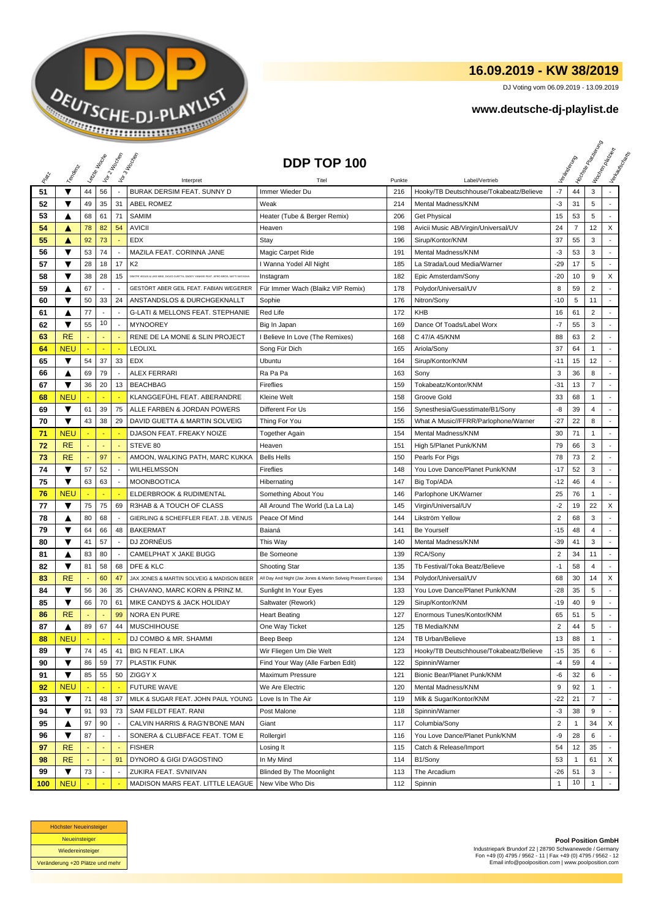# 16.09.2019 - KW 38/2019

DJ Voting vom 06.09.2019 - 13.09.2019

**www.deutsche-dj-playlist.de**

## DDP TOP 100

| Platz | Tendenz | Letzte Woche | Vor 2 Wochen | Vor 3 Wochen | Interpret | Titel | Punkte | Label/Vertrieb | Veränderung | Höchste Platzierung | Wochen platziert | Verkaufscharts |
|---|---|---|---|---|---|---|---|---|---|---|---|---|
| 51 | ▼ | 44 | 56 | - | BURAK DERSIM FEAT. SUNNY D | Immer Wieder Du | 216 | Hooky/TB Deutschhouse/Tokabeatz/Believe | -7 | 44 | 3 | - |
| 52 | ▼ | 49 | 35 | 31 | ABEL ROMEZ | Weak | 214 | Mental Madness/KNM | -3 | 31 | 5 | - |
| 53 | ▲ | 68 | 61 | 71 | SAMIM | Heater (Tube & Berger Remix) | 206 | Get Physical | 15 | 53 | 5 | - |
| 54 | ▲ | 78 | 82 | 54 | AVICII | Heaven | 198 | Avicii Music AB/Virgin/Universal/UV | 24 | 7 | 12 | X |
| 55 | ▲ | 92 | 73 | - | EDX | Stay | 196 | Sirup/Kontor/KNM | 37 | 55 | 3 | - |
| 56 | ▼ | 53 | 74 | - | MAZILA FEAT. CORINNA JANE | Magic Carpet Ride | 191 | Mental Madness/KNM | -3 | 53 | 3 | - |
| 57 | ▼ | 28 | 18 | 17 | K2 | I Wanna Yodel All Night | 185 | La Strada/Loud Media/Warner | -29 | 17 | 5 | - |
| 58 | ▼ | 38 | 28 | 15 | DIMITRI VEGAS & LIKE MIKE, DAVID GUETTA, DADDY YANKEE FEAT. AFRO BROS, NATTI NATASHA | Instagram | 182 | Epic Amsterdam/Sony | -20 | 10 | 9 | X |
| 59 | ▲ | 67 | - | - | GESTÖRT ABER GEIL FEAT. FABIAN WEGERER | Für Immer Wach (Blaikz VIP Remix) | 178 | Polydor/Universal/UV | 8 | 59 | 2 | - |
| 60 | ▼ | 50 | 33 | 24 | ANSTANDSLOS & DURCHGEKNALLT | Sophie | 176 | Nitron/Sony | -10 | 5 | 11 | - |
| 61 | ▲ | 77 | - | - | G-LATI & MELLONS FEAT. STEPHANIE | Red Life | 172 | KHB | 16 | 61 | 2 | - |
| 62 | ▼ | 55 | 10 | - | MYNOOREY | Big In Japan | 169 | Dance Of Toads/Label Worx | -7 | 55 | 3 | - |
| 63 | RE | - | - | - | RENE DE LA MONE & SLIN PROJECT | I Believe In Love (The Remixes) | 168 | C 47/A 45/KNM | 88 | 63 | 2 | - |
| 64 | NEU | - | - | - | LEOLIXL | Song Für Dich | 165 | Ariola/Sony | 37 | 64 | 1 | - |
| 65 | ▼ | 54 | 37 | 33 | EDX | Ubuntu | 164 | Sirup/Kontor/KNM | -11 | 15 | 12 | - |
| 66 | ▲ | 69 | 79 | - | ALEX FERRARI | Ra Pa Pa | 163 | Sony | 3 | 36 | 8 | - |
| 67 | ▼ | 36 | 20 | 13 | BEACHBAG | Fireflies | 159 | Tokabeatz/Kontor/KNM | -31 | 13 | 7 | - |
| 68 | NEU | - | - | - | KLANGGEFÜHL FEAT. ABERANDRE | Kleine Welt | 158 | Groove Gold | 33 | 68 | 1 | - |
| 69 | ▼ | 61 | 39 | 75 | ALLE FARBEN & JORDAN POWERS | Different For Us | 156 | Synesthesia/Guesstimate/B1/Sony | -8 | 39 | 4 | - |
| 70 | ▼ | 43 | 38 | 29 | DAVID GUETTA & MARTIN SOLVEIG | Thing For You | 155 | What A Music//FFRR/Parlophone/Warner | -27 | 22 | 8 | - |
| 71 | NEU | - | - | - | DJASON FEAT. FREAKY NOIZE | Together Again | 154 | Mental Madness/KNM | 30 | 71 | 1 | - |
| 72 | RE | - | - | - | STEVE 80 | Heaven | 151 | High 5/Planet Punk/KNM | 79 | 66 | 3 | - |
| 73 | RE | - | 97 | - | AMOON, WALKING PATH, MARC KUKKA | Bells Hells | 150 | Pearls For Pigs | 78 | 73 | 2 | - |
| 74 | ▼ | 57 | 52 | - | WILHELMSSON | Fireflies | 148 | You Love Dance/Planet Punk/KNM | -17 | 52 | 3 | - |
| 75 | ▼ | 63 | 63 | - | MOONBOOTICA | Hibernating | 147 | Big Top/ADA | -12 | 46 | 4 | - |
| 76 | NEU | - | - | - | ELDERBROOK & RUDIMENTAL | Something About You | 146 | Parlophone UK/Warner | 25 | 76 | 1 | - |
| 77 | ▼ | 75 | 75 | 69 | R3HAB & A TOUCH OF CLASS | All Around The World (La La La) | 145 | Virgin/Universal/UV | -2 | 19 | 22 | X |
| 78 | ▲ | 80 | 68 | - | GIERLING & SCHEFFLER FEAT. J.B. VENUS | Peace Of Mind | 144 | Likström Yellow | 2 | 68 | 3 | - |
| 79 | ▼ | 64 | 66 | 48 | BAKERMAT | Baianá | 141 | Be Yourself | -15 | 48 | 4 | - |
| 80 | ▼ | 41 | 57 | - | DJ ZORNÉUS | This Way | 140 | Mental Madness/KNM | -39 | 41 | 3 | - |
| 81 | ▲ | 83 | 80 | - | CAMELPHAT X JAKE BUGG | Be Someone | 139 | RCA/Sony | 2 | 34 | 11 | - |
| 82 | ▼ | 81 | 58 | 68 | DFE & KLC | Shooting Star | 135 | Tb Festival/Toka Beatz/Believe | -1 | 58 | 4 | - |
| 83 | RE | - | 60 | 47 | JAX JONES & MARTIN SOLVEIG & MADISON BEER | All Day And Night (Jax Jones & Martin Solveig Present Europa) | 134 | Polydor/Universal/UV | 68 | 30 | 14 | X |
| 84 | ▼ | 56 | 36 | 35 | CHAVANO, MARC KORN & PRINZ M. | Sunlight In Your Eyes | 133 | You Love Dance/Planet Punk/KNM | -28 | 35 | 5 | - |
| 85 | ▼ | 66 | 70 | 61 | MIKE CANDYS & JACK HOLIDAY | Saltwater (Rework) | 129 | Sirup/Kontor/KNM | -19 | 40 | 9 | - |
| 86 | RE | - | - | 99 | NORA EN PURE | Heart Beating | 127 | Enormous Tunes/Kontor/KNM | 65 | 51 | 5 | - |
| 87 | ▲ | 89 | 67 | 44 | MUSCHIHOUSE | One Way Ticket | 125 | TB Media/KNM | 2 | 44 | 5 | - |
| 88 | NEU | - | - | - | DJ COMBO & MR. SHAMMI | Beep Beep | 124 | TB Urban/Believe | 13 | 88 | 1 | - |
| 89 | ▼ | 74 | 45 | 41 | BIG N FEAT. LIKA | Wir Fliegen Um Die Welt | 123 | Hooky/TB Deutschhouse/Tokabeatz/Believe | -15 | 35 | 6 | - |
| 90 | ▼ | 86 | 59 | 77 | PLASTIK FUNK | Find Your Way (Alle Farben Edit) | 122 | Spinnin/Warner | -4 | 59 | 4 | - |
| 91 | ▼ | 85 | 55 | 50 | ZIGGY X | Maximum Pressure | 121 | Bionic Bear/Planet Punk/KNM | -6 | 32 | 6 | - |
| 92 | NEU | - | - | - | FUTURE WAVE | We Are Electric | 120 | Mental Madness/KNM | 9 | 92 | 1 | - |
| 93 | ▼ | 71 | 48 | 37 | MILK & SUGAR FEAT. JOHN PAUL YOUNG | Love Is In The Air | 119 | Milk & Sugar/Kontor/KNM | -22 | 21 | 7 | - |
| 94 | ▼ | 91 | 93 | 73 | SAM FELDT FEAT. RANI | Post Malone | 118 | Spinnin/Warner | -3 | 38 | 9 | - |
| 95 | ▲ | 97 | 90 | - | CALVIN HARRIS & RAG'N'BONE MAN | Giant | 117 | Columbia/Sony | 2 | 1 | 34 | X |
| 96 | ▼ | 87 | - | - | SONERA & CLUBFACE FEAT. TOM E | Rollergirl | 116 | You Love Dance/Planet Punk/KNM | -9 | 28 | 6 | - |
| 97 | RE | - | - | - | FISHER | Losing It | 115 | Catch & Release/Import | 54 | 12 | 35 | - |
| 98 | RE | - | - | 91 | DYNORO & GIGI D'AGOSTINO | In My Mind | 114 | B1/Sony | 53 | 1 | 61 | X |
| 99 | ▼ | 73 | - | - | ZUKIRA FEAT. SVNIIVAN | Blinded By The Moonlight | 113 | The Arcadium | -26 | 51 | 3 | - |
| 100 | NEU | - | - | - | MADISON MARS FEAT. LITTLE LEAGUE | New Vibe Who Dis | 112 | Spinnin | 1 | 10 | 1 | - |

Höchster Neueinsteiger
Neueinsteiger
Wiedereinsteiger
Veränderung +20 Plätze und mehr

**Pool Position GmbH**
Industriepark Brundorf 22 | 28790 Schwanewede / Germany
Fon +49 (0) 4795 / 9562 - 11 | Fax +49 (0) 4795 / 9562 - 12
Email info@poolposition.com | www.poolposition.com